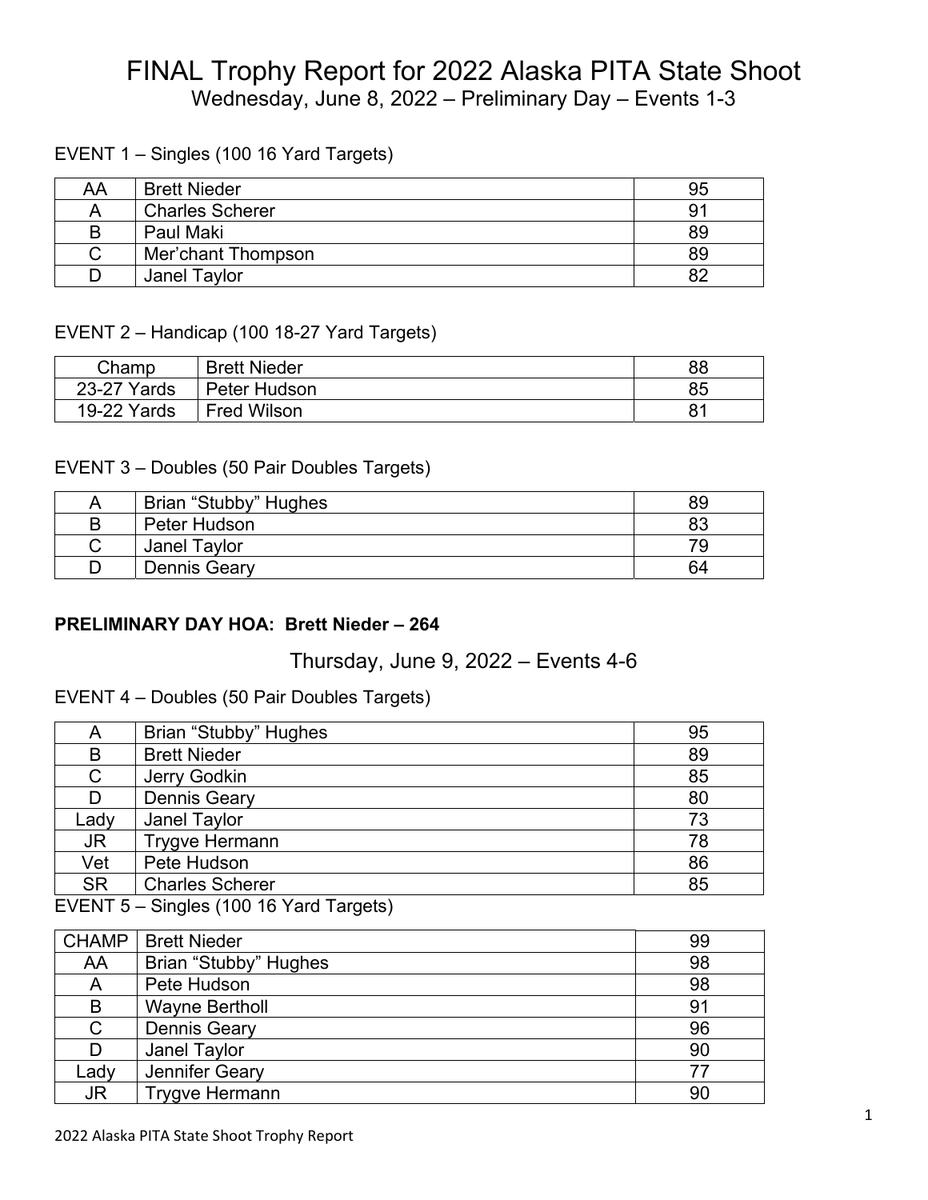# FINAL Trophy Report for 2022 Alaska PITA State Shoot

## Wednesday, June 8, 2022 – Preliminary Day – Events 1-3

EVENT 1 – Singles (100 16 Yard Targets)

| | | |
|---|---|---|
| AA | Brett Nieder | 95 |
| A | Charles Scherer | 91 |
| B | Paul Maki | 89 |
| C | Mer'chant Thompson | 89 |
| D | Janel Taylor | 82 |

EVENT 2 – Handicap (100 18-27 Yard Targets)

| | | |
|---|---|---|
| Champ | Brett Nieder | 88 |
| 23-27 Yards | Peter Hudson | 85 |
| 19-22 Yards | Fred Wilson | 81 |

EVENT 3 – Doubles (50 Pair Doubles Targets)

| | | |
|---|---|---|
| A | Brian "Stubby" Hughes | 89 |
| B | Peter Hudson | 83 |
| C | Janel Taylor | 79 |
| D | Dennis Geary | 64 |

**PRELIMINARY DAY HOA: Brett Nieder – 264**

## Thursday, June 9, 2022 – Events 4-6

EVENT 4 – Doubles (50 Pair Doubles Targets)

| | | |
|---|---|---|
| A | Brian "Stubby" Hughes | 95 |
| B | Brett Nieder | 89 |
| C | Jerry Godkin | 85 |
| D | Dennis Geary | 80 |
| Lady | Janel Taylor | 73 |
| JR | Trygve Hermann | 78 |
| Vet | Pete Hudson | 86 |
| SR | Charles Scherer | 85 |

EVENT 5 – Singles (100 16 Yard Targets)

| | | |
|---|---|---|
| CHAMP | Brett Nieder | 99 |
| AA | Brian "Stubby" Hughes | 98 |
| A | Pete Hudson | 98 |
| B | Wayne Bertholl | 91 |
| C | Dennis Geary | 96 |
| D | Janel Taylor | 90 |
| Lady | Jennifer Geary | 77 |
| JR | Trygve Hermann | 90 |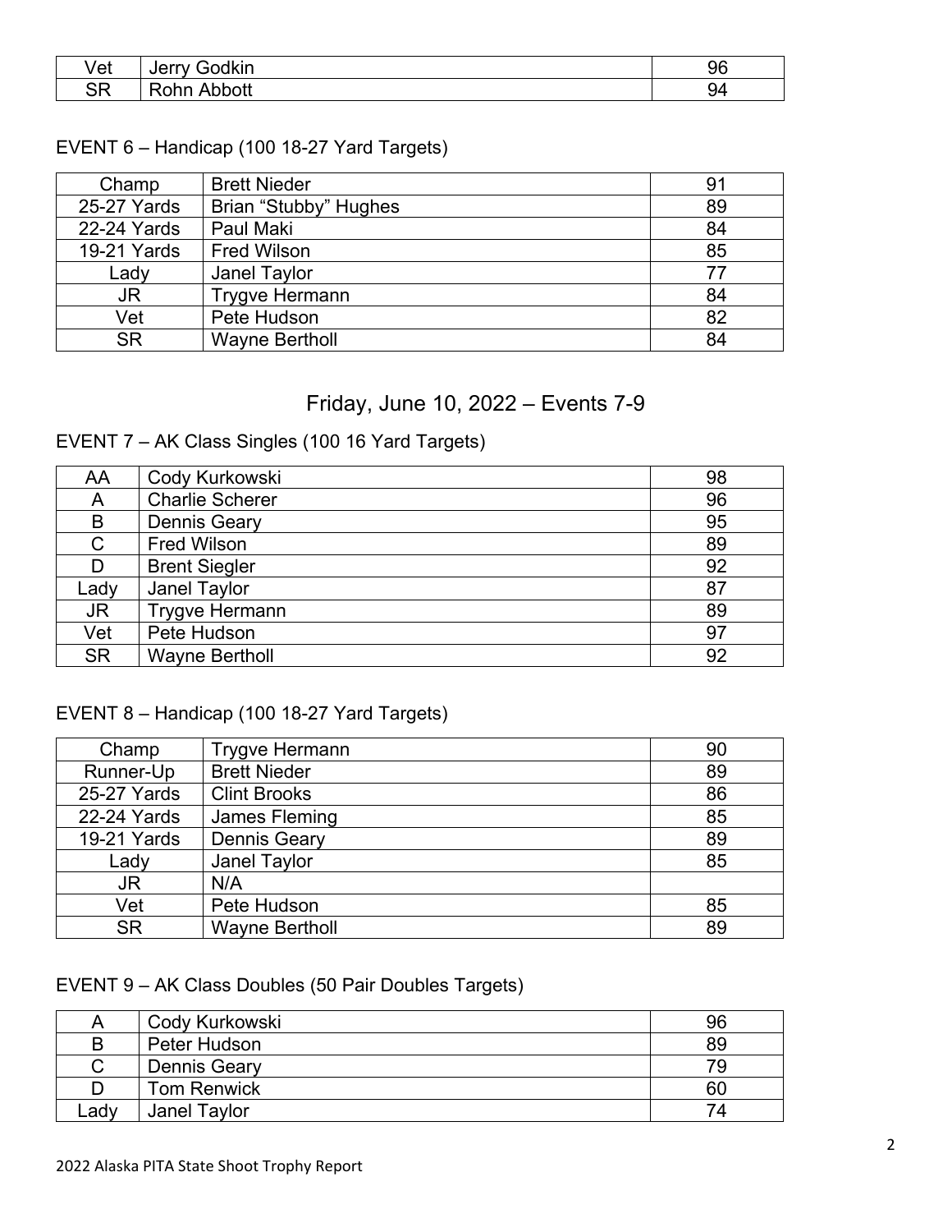| | | |
|---|---|---|
| Vet | Jerry Godkin | 96 |
| SR | Rohn Abbott | 94 |

EVENT 6 – Handicap (100 18-27 Yard Targets)

| | | |
|---|---|---|
| Champ | Brett Nieder | 91 |
| 25-27 Yards | Brian "Stubby" Hughes | 89 |
| 22-24 Yards | Paul Maki | 84 |
| 19-21 Yards | Fred Wilson | 85 |
| Lady | Janel Taylor | 77 |
| JR | Trygve Hermann | 84 |
| Vet | Pete Hudson | 82 |
| SR | Wayne Bertholl | 84 |

## Friday, June 10, 2022 – Events 7-9

EVENT 7 – AK Class Singles (100 16 Yard Targets)

| | | |
|---|---|---|
| AA | Cody Kurkowski | 98 |
| A | Charlie Scherer | 96 |
| B | Dennis Geary | 95 |
| C | Fred Wilson | 89 |
| D | Brent Siegler | 92 |
| Lady | Janel Taylor | 87 |
| JR | Trygve Hermann | 89 |
| Vet | Pete Hudson | 97 |
| SR | Wayne Bertholl | 92 |

EVENT 8 – Handicap (100 18-27 Yard Targets)

| | | |
|---|---|---|
| Champ | Trygve Hermann | 90 |
| Runner-Up | Brett Nieder | 89 |
| 25-27 Yards | Clint Brooks | 86 |
| 22-24 Yards | James Fleming | 85 |
| 19-21 Yards | Dennis Geary | 89 |
| Lady | Janel Taylor | 85 |
| JR | N/A | |
| Vet | Pete Hudson | 85 |
| SR | Wayne Bertholl | 89 |

EVENT 9 – AK Class Doubles (50 Pair Doubles Targets)

| | | |
|---|---|---|
| A | Cody Kurkowski | 96 |
| B | Peter Hudson | 89 |
| C | Dennis Geary | 79 |
| D | Tom Renwick | 60 |
| Lady | Janel Taylor | 74 |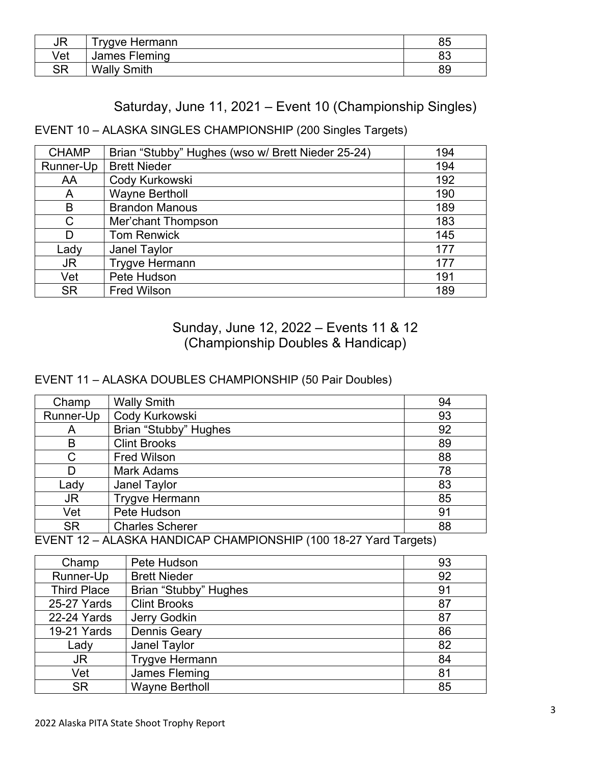| | | |
|---|---|---|
| JR | Trygve Hermann | 85 |
| Vet | James Fleming | 83 |
| SR | Wally Smith | 89 |

## Saturday, June 11, 2021 – Event 10 (Championship Singles)

EVENT 10 – ALASKA SINGLES CHAMPIONSHIP (200 Singles Targets)

| | | |
|---|---|---|
| CHAMP | Brian “Stubby” Hughes (wso w/ Brett Nieder 25-24) | 194 |
| Runner-Up | Brett Nieder | 194 |
| AA | Cody Kurkowski | 192 |
| A | Wayne Bertholl | 190 |
| B | Brandon Manous | 189 |
| C | Mer’chant Thompson | 183 |
| D | Tom Renwick | 145 |
| Lady | Janel Taylor | 177 |
| JR | Trygve Hermann | 177 |
| Vet | Pete Hudson | 191 |
| SR | Fred Wilson | 189 |

## Sunday, June 12, 2022 – Events 11 & 12 (Championship Doubles & Handicap)

EVENT 11 – ALASKA DOUBLES CHAMPIONSHIP (50 Pair Doubles)

| | | |
|---|---|---|
| Champ | Wally Smith | 94 |
| Runner-Up | Cody Kurkowski | 93 |
| A | Brian “Stubby” Hughes | 92 |
| B | Clint Brooks | 89 |
| C | Fred Wilson | 88 |
| D | Mark Adams | 78 |
| Lady | Janel Taylor | 83 |
| JR | Trygve Hermann | 85 |
| Vet | Pete Hudson | 91 |
| SR | Charles Scherer | 88 |

EVENT 12 – ALASKA HANDICAP CHAMPIONSHIP (100 18-27 Yard Targets)

| | | |
|---|---|---|
| Champ | Pete Hudson | 93 |
| Runner-Up | Brett Nieder | 92 |
| Third Place | Brian “Stubby” Hughes | 91 |
| 25-27 Yards | Clint Brooks | 87 |
| 22-24 Yards | Jerry Godkin | 87 |
| 19-21 Yards | Dennis Geary | 86 |
| Lady | Janel Taylor | 82 |
| JR | Trygve Hermann | 84 |
| Vet | James Fleming | 81 |
| SR | Wayne Bertholl | 85 |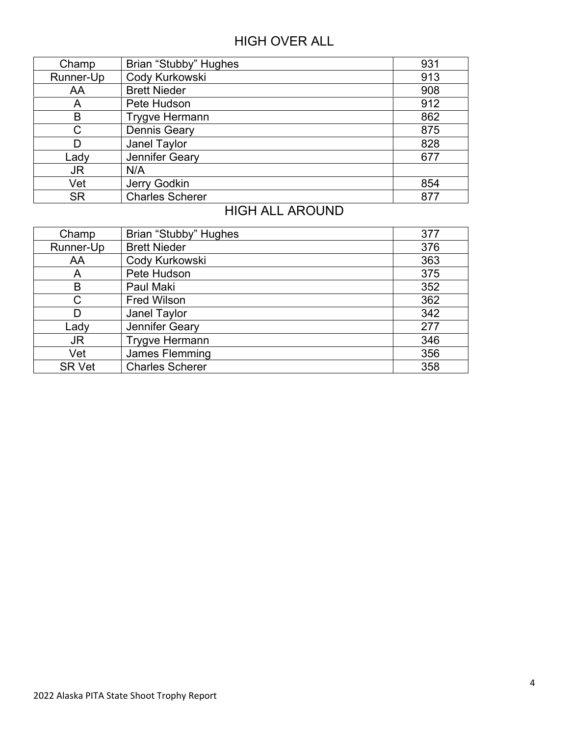## HIGH OVER ALL

| | | |
|---|---|---|
| Champ | Brian “Stubby” Hughes | 931 |
| Runner-Up | Cody Kurkowski | 913 |
| AA | Brett Nieder | 908 |
| A | Pete Hudson | 912 |
| B | Trygve Hermann | 862 |
| C | Dennis Geary | 875 |
| D | Janel Taylor | 828 |
| Lady | Jennifer Geary | 677 |
| JR | N/A | |
| Vet | Jerry Godkin | 854 |
| SR | Charles Scherer | 877 |

## HIGH ALL AROUND

| | | |
|---|---|---|
| Champ | Brian “Stubby” Hughes | 377 |
| Runner-Up | Brett Nieder | 376 |
| AA | Cody Kurkowski | 363 |
| A | Pete Hudson | 375 |
| B | Paul Maki | 352 |
| C | Fred Wilson | 362 |
| D | Janel Taylor | 342 |
| Lady | Jennifer Geary | 277 |
| JR | Trygve Hermann | 346 |
| Vet | James Flemming | 356 |
| SR Vet | Charles Scherer | 358 |